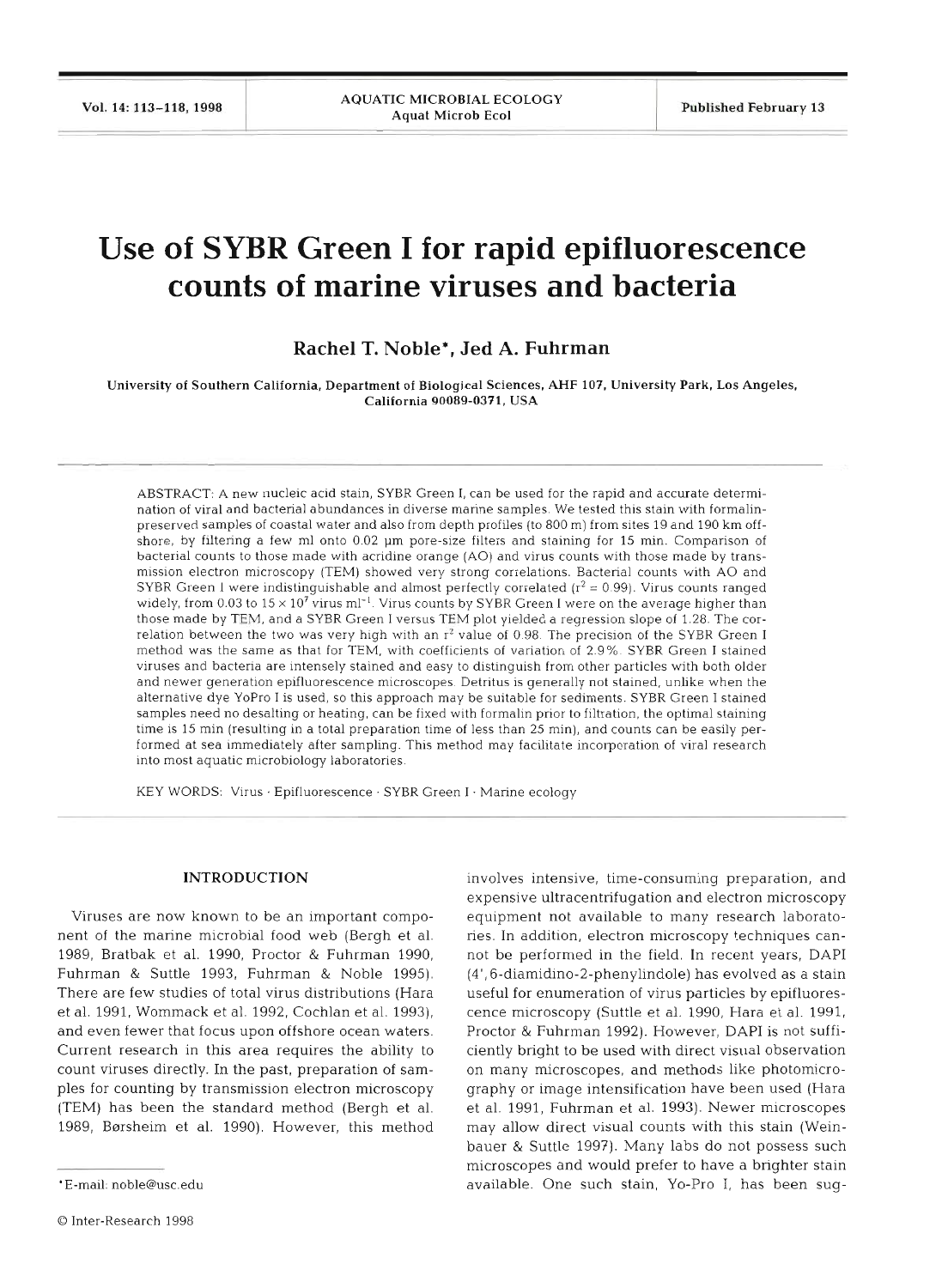# Use of SYBR Green I for rapid epifluorescence counts of marine viruses and bacteria

**Rachel T. Noble\*, Jed A. Fuhrman**

University of Southern California, Department of Biological Sciences, AHF 107, University Park, Los Angeles, California 90089-0371, USA

ABSTRACT: A new nucleic acid stain, SYBR Green I, can be used for the rapid and accurate determination of viral and bacterial abundances in diverse marine samples. We tested this stain with formalin-preserved samples of coastal water and also from depth profiles (to 800 m) from sites 19 and 190 km offshore, by filtering a few ml onto 0.02 µm pore-size filters and staining for 15 min. Comparison of bacterial counts to those made with acridine orange (AO) and virus counts with those made by transmission electron microscopy (TEM) showed very strong correlations. Bacterial counts with AO and SYBR Green I were indistinguishable and almost perfectly correlated ($r^2 = 0.99$). Virus counts ranged widely, from 0.03 to $15 \times 10^7$ virus $ml^{-1}$. Virus counts by SYBR Green I were on the average higher than those made by TEM, and a SYBR Green I versus TEM plot yielded a regression slope of 1.28. The correlation between the two was very high with an $r^2$ value of 0.98. The precision of the SYBR Green I method was the same as that for TEM, with coefficients of variation of 2.9%. SYBR Green I stained viruses and bacteria are intensely stained and easy to distinguish from other particles with both older and newer generation epifluorescence microscopes. Detritus is generally not stained, unlike when the alternative dye YoPro I is used, so this approach may be suitable for sediments. SYBR Green I stained samples need no desalting or heating, can be fixed with formalin prior to filtration, the optimal staining time is 15 min (resulting in a total preparation time of less than 25 min), and counts can be easily performed at sea immediately after sampling. This method may facilitate incorporation of viral research into most aquatic microbiology laboratories.

KEY WORDS: Virus · Epifluorescence · SYBR Green I · Marine ecology

## INTRODUCTION

Viruses are now known to be an important component of the marine microbial food web (Bergh et al. 1989, Bratbak et al. 1990, Proctor & Fuhrman 1990, Fuhrman & Suttle 1993, Fuhrman & Noble 1995). There are few studies of total virus distributions (Hara et al. 1991, Wommack et al. 1992, Cochlan et al. 1993), and even fewer that focus upon offshore ocean waters. Current research in this area requires the ability to count viruses directly. In the past, preparation of samples for counting by transmission electron microscopy (TEM) has been the standard method (Bergh et al. 1989, Børsheim et al. 1990). However, this method involves intensive, time-consuming preparation, and expensive ultracentrifugation and electron microscopy equipment not available to many research laboratories. In addition, electron microscopy techniques cannot be performed in the field. In recent years, DAPI (4',6-diamidino-2-phenylindole) has evolved as a stain useful for enumeration of virus particles by epifluorescence microscopy (Suttle et al. 1990, Hara et al. 1991, Proctor & Fuhrman 1992). However, DAPI is not sufficiently bright to be used with direct visual observation on many microscopes, and methods like photomicrography or image intensification have been used (Hara et al. 1991, Fuhrman et al. 1993). Newer microscopes may allow direct visual counts with this stain (Weinbauer & Suttle 1997). Many labs do not possess such microscopes and would prefer to have a brighter stain available. One such stain, Yo-Pro I, has been sug-

\*E-mail: noble@usc.edu

© Inter-Research 1998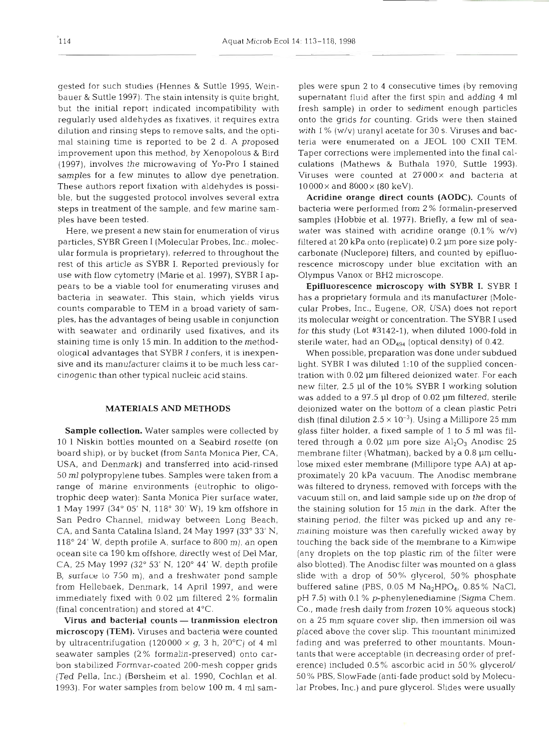gested for such studies (Hennes & Suttle 1995, Weinbauer & Suttle 1997). The stain intensity is quite bright, but the initial report indicated incompatibility with regularly used aldehydes as fixatives, it requires extra dilution and rinsing steps to remove salts, and the optimal staining time is reported to be 2 d. A proposed improvement upon this method, by Xenopolous & Bird (1997), involves the microwaving of Yo-Pro I stained samples for a few minutes to allow dye penetration. These authors report fixation with aldehydes is possible, but the suggested protocol involves several extra steps in treatment of the sample, and few marine samples have been tested.

Here, we present a new stain for enumeration of virus particles, SYBR Green I (Molecular Probes, Inc.; molecular formula is proprietary), referred to throughout the rest of this article as SYBR I. Reported previously for use with flow cytometry (Marie et al. 1997), SYBR I appears to be a viable tool for enumerating viruses and bacteria in seawater. This stain, which yields virus counts comparable to TEM in a broad variety of samples, has the advantages of being usable in conjunction with seawater and ordinarily used fixatives, and its staining time is only 15 min. In addition to the methodological advantages that SYBR I confers, it is inexpensive and its manufacturer claims it to be much less carcinogenic than other typical nucleic acid stains.

## MATERIALS AND METHODS

**Sample collection.** Water samples were collected by 10 l Niskin bottles mounted on a Seabird rosette (on board ship), or by bucket (from Santa Monica Pier, CA, USA, and Denmark) and transferred into acid-rinsed 50 ml polypropylene tubes. Samples were taken from a range of marine environments (eutrophic to oligotrophic deep water): Santa Monica Pier surface water, 1 May 1997 (34° 05' N, 118° 30' W), 19 km offshore in San Pedro Channel, midway between Long Beach, CA, and Santa Catalina Island, 24 May 1997 (33° 33' N, 118° 24' W, depth profile A, surface to 800 m), an open ocean site ca 190 km offshore, directly west of Del Mar, CA, 25 May 1997 (32° 53' N, 120° 44' W, depth profile B, surface to 750 m), and a freshwater pond sample from Hellebaek, Denmark, 14 April 1997, and were immediately fixed with 0.02 µm filtered 2% formalin (final concentration) and stored at 4°C.

**Virus and bacterial counts — tranmission electron microscopy (TEM).** Viruses and bacteria were counted by ultracentrifugation (120000 × *g*, 3 h, 20°C) of 4 ml seawater samples (2% formalin-preserved) onto carbon stabilized Formvar-coated 200-mesh copper grids (Ted Pella, Inc.) (Børsheim et al. 1990, Cochlan et al. 1993). For water samples from below 100 m, 4 ml samples were spun 2 to 4 consecutive times (by removing supernatant fluid after the first spin and adding 4 ml fresh sample) in order to sediment enough particles onto the grids for counting. Grids were then stained with 1% (w/v) uranyl acetate for 30 s. Viruses and bacteria were enumerated on a JEOL 100 CXII TEM. Taper corrections were implemented into the final calculations (Mathews & Buthala 1970, Suttle 1993). Viruses were counted at 27000× and bacteria at 10000× and 8000× (80 keV).

**Acridine orange direct counts (AODC).** Counts of bacteria were performed from 2% formalin-preserved samples (Hobbie et al. 1977). Briefly, a few ml of seawater was stained with acridine orange (0.1% w/v) filtered at 20 kPa onto (replicate) 0.2 µm pore size polycarbonate (Nuclepore) filters, and counted by epifluorescence microscopy under blue excitation with an Olympus Vanox or BH2 microscope.

**Epifluorescence microscopy with SYBR I.** SYBR I has a proprietary formula and its manufacturer (Molecular Probes, Inc., Eugene, OR, USA) does not report its molecular weight or concentration. The SYBR I used for this study (Lot #3142-1), when diluted 1000-fold in sterile water, had an $OD_{494}$ (optical density) of 0.42.

When possible, preparation was done under subdued light. SYBR I was diluted 1:10 of the supplied concentration with 0.02 µm filtered deionized water. For each new filter, 2.5 µl of the 10% SYBR I working solution was added to a 97.5 µl drop of 0.02 µm filtered, sterile deionized water on the bottom of a clean plastic Petri dish (final dilution $2.5 \times 10^{-3}$). Using a Millipore 25 mm glass filter holder, a fixed sample of 1 to 5 ml was filtered through a 0.02 µm pore size $Al_2O_3$ Anodisc 25 membrane filter (Whatman), backed by a 0.8 µm cellulose mixed ester membrane (Millipore type AA) at approximately 20 kPa vacuum. The Anodisc membrane was filtered to dryness, removed with forceps with the vacuum still on, and laid sample side up on the drop of the staining solution for 15 min in the dark. After the staining period, the filter was picked up and any remaining moisture was then carefully wicked away by touching the back side of the membrane to a Kimwipe (any droplets on the top plastic rim of the filter were also blotted). The Anodisc filter was mounted on a glass slide with a drop of 50% glycerol, 50% phosphate buffered saline (PBS, 0.05 M $Na_2HPO_4$, 0.85% NaCl, pH 7.5) with 0.1% *p*-phenylenediamine (Sigma Chem. Co., made fresh daily from frozen 10% aqueous stock) on a 25 mm square cover slip, then immersion oil was placed above the cover slip. This mountant minimized fading and was preferred to other mountants. Mountants that were acceptable (in decreasing order of preference) included 0.5% ascorbic acid in 50% glycerol/ 50% PBS, SlowFade (anti-fade product sold by Molecular Probes, Inc.) and pure glycerol. Slides were usually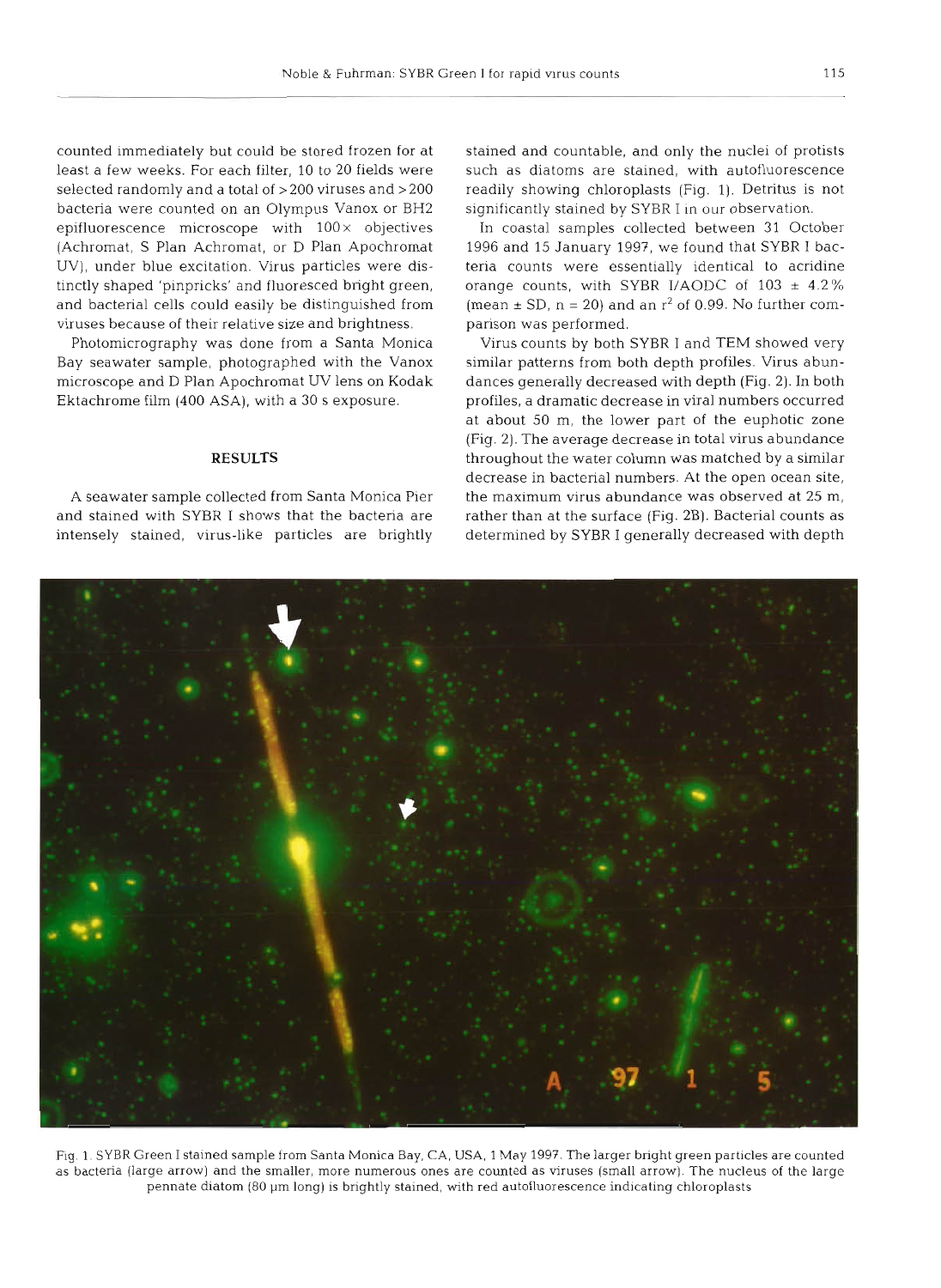counted immediately but could be stored frozen for at least a few weeks. For each filter, 10 to 20 fields were selected randomly and a total of >200 viruses and >200 bacteria were counted on an Olympus Vanox or BH2 epifluorescence microscope with 100× objectives (Achromat, S Plan Achromat, or D Plan Apochromat UV), under blue excitation. Virus particles were distinctly shaped 'pinpricks' and fluoresced bright green, and bacterial cells could easily be distinguished from viruses because of their relative size and brightness.

Photomicrography was done from a Santa Monica Bay seawater sample, photographed with the Vanox microscope and D Plan Apochromat UV lens on Kodak Ektachrome film (400 ASA), with a 30 s exposure.

## RESULTS

A seawater sample collected from Santa Monica Pier and stained with SYBR I shows that the bacteria are intensely stained, virus-like particles are brightly stained and countable, and only the nuclei of protists such as diatoms are stained, with autofluorescence readily showing chloroplasts (Fig. 1). Detritus is not significantly stained by SYBR I in our observation.

In coastal samples collected between 31 October 1996 and 15 January 1997, we found that SYBR I bacteria counts were essentially identical to acridine orange counts, with SYBR I/AODC of 103 ± 4.2% (mean ± SD, n = 20) and an $r^2$ of 0.99. No further comparison was performed.

Virus counts by both SYBR I and TEM showed very similar patterns from both depth profiles. Virus abundances generally decreased with depth (Fig. 2). In both profiles, a dramatic decrease in viral numbers occurred at about 50 m, the lower part of the euphotic zone (Fig. 2). The average decrease in total virus abundance throughout the water column was matched by a similar decrease in bacterial numbers. At the open ocean site, the maximum virus abundance was observed at 25 m, rather than at the surface (Fig. 2B). Bacterial counts as determined by SYBR I generally decreased with depth

A 97 1 5

Fig. 1. SYBR Green I stained sample from Santa Monica Bay, CA, USA, 1 May 1997. The larger bright green particles are counted as bacteria (large arrow) and the smaller, more numerous ones are counted as viruses (small arrow). The nucleus of the large pennate diatom (80 µm long) is brightly stained, with red autofluorescence indicating chloroplasts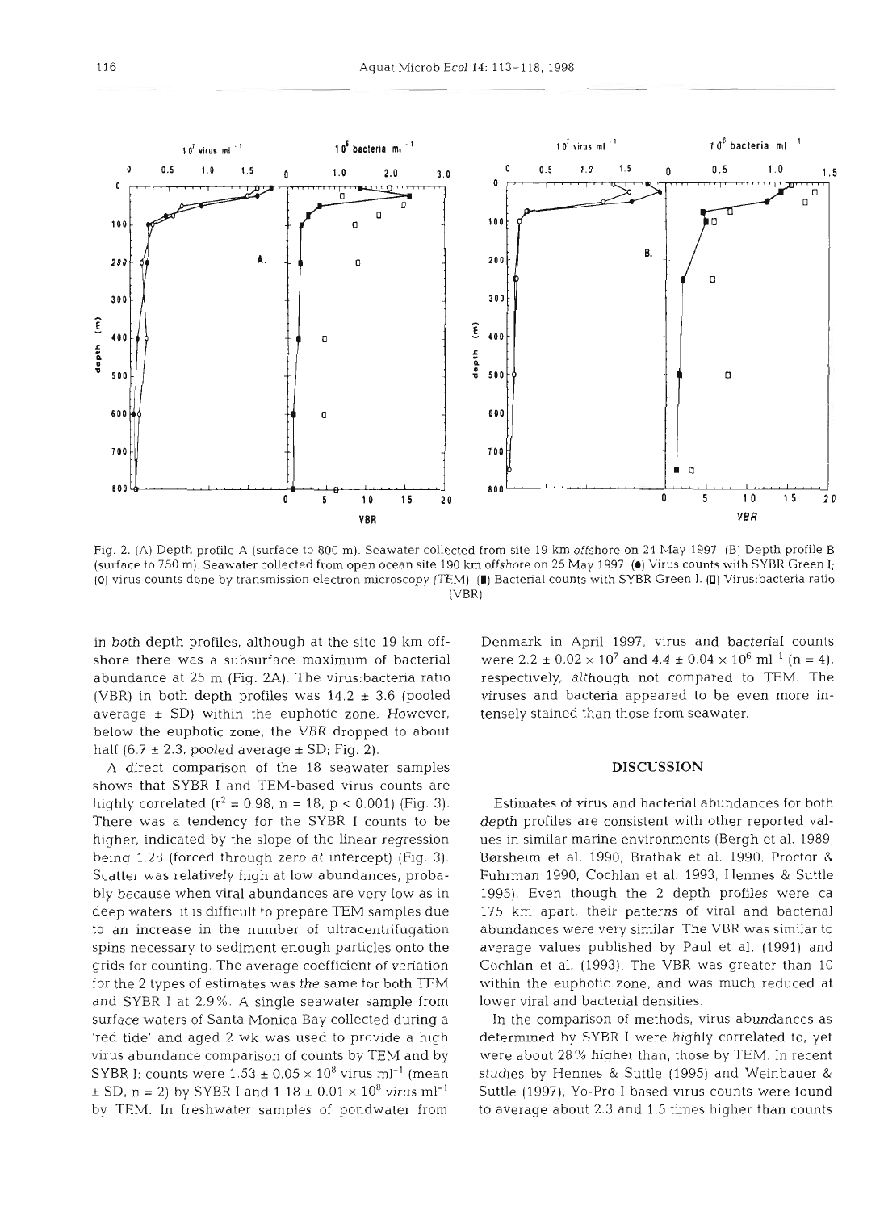$10^7$ virus ml$^{-1}$

0 0.5 1.0 1.5

$10^6$ bacteria ml$^{-1}$

0 1.0 2.0 3.0

depth (m)

0 100 200 300 400 500 600 700 800

A.

0 5 10 15 20

VBR

$10^7$ virus ml$^{-1}$

0 0.5 1.0 1.5

$10^6$ bacteria ml$^{-1}$

0 0.5 1.0 1.5

depth (m)

0 100 200 300 400 500 600 700 800

B.

0 5 10 15 20

VBR

Fig. 2. (A) Depth profile A (surface to 800 m). Seawater collected from site 19 km offshore on 24 May 1997 (B) Depth profile B (surface to 750 m). Seawater collected from open ocean site 190 km offshore on 25 May 1997. (●) Virus counts with SYBR Green I; (○) virus counts done by transmission electron microscopy (TEM). (■) Bacterial counts with SYBR Green I. (□) Virus:bacteria ratio (VBR)

in both depth profiles, although at the site 19 km offshore there was a subsurface maximum of bacterial abundance at 25 m (Fig. 2A). The virus:bacteria ratio (VBR) in both depth profiles was 14.2 ± 3.6 (pooled average ± SD) within the euphotic zone. However, below the euphotic zone, the VBR dropped to about half (6.7 ± 2.3, pooled average ± SD; Fig. 2).

A direct comparison of the 18 seawater samples shows that SYBR I and TEM-based virus counts are highly correlated ($r^2 = 0.98$, $n = 18$, $p < 0.001$) (Fig. 3). There was a tendency for the SYBR I counts to be higher, indicated by the slope of the linear regression being 1.28 (forced through zero at intercept) (Fig. 3). Scatter was relatively high at low abundances, probably because when viral abundances are very low as in deep waters, it is difficult to prepare TEM samples due to an increase in the number of ultracentrifugation spins necessary to sediment enough particles onto the grids for counting. The average coefficient of variation for the 2 types of estimates was the same for both TEM and SYBR I at 2.9%. A single seawater sample from surface waters of Santa Monica Bay collected during a 'red tide' and aged 2 wk was used to provide a high virus abundance comparison of counts by TEM and by SYBR I: counts were $1.53 \pm 0.05 \times 10^8$ virus ml$^{-1}$ (mean ± SD, n = 2) by SYBR I and $1.18 \pm 0.01 \times 10^8$ virus ml$^{-1}$ by TEM. In freshwater samples of pondwater from Denmark in April 1997, virus and bacterial counts were $2.2 \pm 0.02 \times 10^7$ and $4.4 \pm 0.04 \times 10^6$ ml$^{-1}$ (n = 4), respectively, although not compared to TEM. The viruses and bacteria appeared to be even more intensely stained than those from seawater.

## DISCUSSION

Estimates of virus and bacterial abundances for both depth profiles are consistent with other reported values in similar marine environments (Bergh et al. 1989, Børsheim et al. 1990, Bratbak et al. 1990, Proctor & Fuhrman 1990, Cochlan et al. 1993, Hennes & Suttle 1995). Even though the 2 depth profiles were ca 175 km apart, their patterns of viral and bacterial abundances were very similar The VBR was similar to average values published by Paul et al. (1991) and Cochlan et al. (1993). The VBR was greater than 10 within the euphotic zone, and was much reduced at lower viral and bacterial densities.

In the comparison of methods, virus abundances as determined by SYBR I were highly correlated to, yet were about 28% higher than, those by TEM. In recent studies by Hennes & Suttle (1995) and Weinbauer & Suttle (1997), Yo-Pro I based virus counts were found to average about 2.3 and 1.5 times higher than counts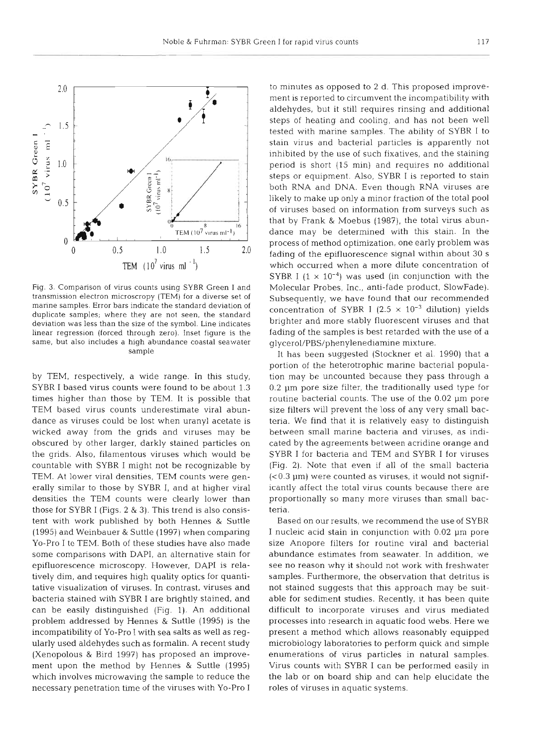Fig. 3. Comparison of virus counts using SYBR Green I and transmission electron microscropy (TEM) for a diverse set of marine samples. Error bars indicate the standard deviation of duplicate samples; where they are not seen, the standard deviation was less than the size of the symbol. Line indicates linear regression (forced through zero). Inset figure is the same, but also includes a high abundance coastal seawater sample

by TEM, respectively, a wide range. In this study, SYBR I based virus counts were found to be about 1.3 times higher than those by TEM. It is possible that TEM based virus counts underestimate viral abundance as viruses could be lost when uranyl acetate is wicked away from the grids and viruses may be obscured by other larger, darkly stained particles on the grids. Also, filamentous viruses which would be countable with SYBR I might not be recognizable by TEM. At lower viral densities, TEM counts were generally similar to those by SYBR I, and at higher viral densities the TEM counts were clearly lower than those for SYBR I (Figs. 2 & 3). This trend is also consistent with work published by both Hennes & Suttle (1995) and Weinbauer & Suttle (1997) when comparing Yo-Pro I to TEM. Both of these studies have also made some comparisons with DAPI, an alternative stain for epifluorescence microscopy. However, DAPI is relatively dim, and requires high quality optics for quantitative visualization of viruses. In contrast, viruses and bacteria stained with SYBR I are brightly stained, and can be easily distinguished (Fig. 1). An additional problem addressed by Hennes & Suttle (1995) is the incompatibility of Yo-Pro I with sea salts as well as regularly used aldehydes such as formalin. A recent study (Xenopolous & Bird 1997) has proposed an improvement upon the method by Hennes & Suttle (1995) which involves microwaving the sample to reduce the necessary penetration time of the viruses with Yo-Pro I to minutes as opposed to 2 d. This proposed improvement is reported to circumvent the incompatibility with aldehydes, but it still requires rinsing and additional steps of heating and cooling, and has not been well tested with marine samples. The ability of SYBR I to stain virus and bacterial particles is apparently not inhibited by the use of such fixatives, and the staining period is short (15 min) and requires no additional steps or equipment. Also, SYBR I is reported to stain both RNA and DNA. Even though RNA viruses are likely to make up only a minor fraction of the total pool of viruses based on information from surveys such as that by Frank & Moebus (1987), the total virus abundance may be determined with this stain. In the process of method optimization, one early problem was fading of the epifluorescence signal within about 30 s which occurred when a more dilute concentration of SYBR I ($1 \times 10^{-4}$) was used (in conjunction with the Molecular Probes, Inc., anti-fade product, SlowFade). Subsequently, we have found that our recommended concentration of SYBR I ($2.5 \times 10^{-3}$ dilution) yields brighter and more stably fluorescent viruses and that fading of the samples is best retarded with the use of a glycerol/PBS/phenylenediamine mixture.

It has been suggested (Stockner et al. 1990) that a portion of the heterotrophic marine bacterial population may be uncounted because they pass through a 0.2 µm pore size filter, the traditionally used type for routine bacterial counts. The use of the 0.02 µm pore size filters will prevent the loss of any very small bacteria. We find that it is relatively easy to distinguish between small marine bacteria and viruses, as indicated by the agreements between acridine orange and SYBR I for bacteria and TEM and SYBR I for viruses (Fig. 2). Note that even if all of the small bacteria (<0.3 µm) were counted as viruses, it would not significantly affect the total virus counts because there are proportionally so many more viruses than small bacteria.

Based on our results, we recommend the use of SYBR I nucleic acid stain in conjunction with 0.02 µm pore size Anopore filters for routine viral and bacterial abundance estimates from seawater. In addition, we see no reason why it should not work with freshwater samples. Furthermore, the observation that detritus is not stained suggests that this approach may be suitable for sediment studies. Recently, it has been quite difficult to incorporate viruses and virus mediated processes into research in aquatic food webs. Here we present a method which allows reasonably equipped microbiology laboratories to perform quick and simple enumerations of virus particles in natural samples. Virus counts with SYBR I can be performed easily in the lab or on board ship and can help elucidate the roles of viruses in aquatic systems.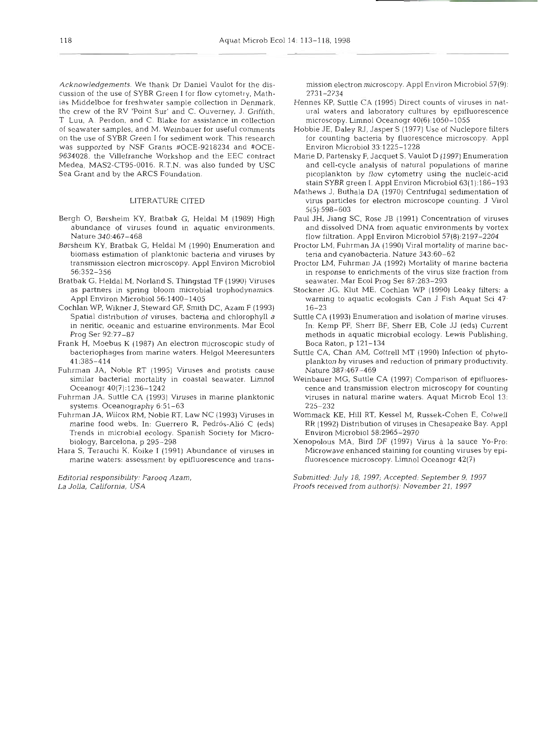*Acknowledgements.* We thank Dr Daniel Vaulot for the discussion of the use of SYBR Green I for flow cytometry, Mathias Middelboe for freshwater sample collection in Denmark, the crew of the RV 'Point Sur' and C. Ouverney, J. Griffith, T. Luu, A. Perdon, and C. Blake for assistance in collection of seawater samples, and M. Weinbauer for useful comments on the use of SYBR Green I for sediment work. This research was supported by NSF Grants #OCE-9218234 and #OCE-9634028, the Villefranche Workshop and the EEC contract Medea, MAS2-CT95-0016. R.T.N. was also funded by USC Sea Grant and by the ARCS Foundation.

## LITERATURE CITED

Bergh O, Børsheim KY, Bratbak G, Heldal M (1989) High abundance of viruses found in aquatic environments. Nature 340:467–468

Børsheim KY, Bratbak G, Heldal M (1990) Enumeration and biomass estimation of planktonic bacteria and viruses by transmission electron microscopy. Appl Environ Microbiol 56:352–356

Bratbak G, Heldal M, Norland S, Thingstad TF (1990) Viruses as partners in spring bloom microbial trophodynamics. Appl Environ Microbiol 56:1400–1405

Cochlan WP, Wikner J, Steward GF, Smith DC, Azam F (1993) Spatial distribution of viruses, bacteria and chlorophyll *a* in neritic, oceanic and estuarine environments. Mar Ecol Prog Ser 92:77–87

Frank H, Moebus K (1987) An electron microscopic study of bacteriophages from marine waters. Helgol Meeresunters 41:385–414

Fuhrman JA, Noble RT (1995) Viruses and protists cause similar bacterial mortality in coastal seawater. Limnol Oceanogr 40(7):1236–1242

Fuhrman JA, Suttle CA (1993) Viruses in marine planktonic systems. Oceanography 6:51–63

Fuhrman JA, Wilcox RM, Noble RT, Law NC (1993) Viruses in marine food webs. In: Guerrero R, Pedrós-Alió C (eds) Trends in microbial ecology. Spanish Society for Microbiology, Barcelona, p 295–298

Hara S, Terauchi K, Koike I (1991) Abundance of viruses in marine waters: assessment by epifluorescence and transmission electron microscopy. Appl Environ Microbiol 57(9): 2731–2734

Hennes KP, Suttle CA (1995) Direct counts of viruses in natural waters and laboratory cultures by epifluorescence microscopy. Limnol Oceanogr 40(6):1050–1055

Hobbie JE, Daley RJ, Jasper S (1977) Use of Nuclepore filters for counting bacteria by fluorescence microscopy. Appl Environ Microbiol 33:1225–1228

Marie D, Partensky F, Jacquet S, Vaulot D (1997) Enumeration and cell-cycle analysis of natural populations of marine picoplankton by flow cytometry using the nucleic-acid stain SYBR green I. Appl Environ Microbiol 63(1):186–193

Mathews J, Buthala DA (1970) Centrifugal sedimentation of virus particles for electron microscope counting. J Virol 5(5):598–603

Paul JH, Jiang SC, Rose JB (1991) Concentration of viruses and dissolved DNA from aquatic environments by vortex flow filtration. Appl Environ Microbiol 57(8):2197–2204

Proctor LM, Fuhrman JA (1990) Viral mortality of marine bacteria and cyanobacteria. Nature 343:60–62

Proctor LM, Fuhrman JA (1992) Mortality of marine bacteria in response to enrichments of the virus size fraction from seawater. Mar Ecol Prog Ser 87:283–293

Stockner JG, Klut ME, Cochlan WP (1990) Leaky filters: a warning to aquatic ecologists. Can J Fish Aquat Sci 47: 16–23

Suttle CA (1993) Enumeration and isolation of marine viruses. In: Kemp PF, Sherr BF, Sherr EB, Cole JJ (eds) Current methods in aquatic microbial ecology. Lewis Publishing, Boca Raton, p 121–134

Suttle CA, Chan AM, Cottrell MT (1990) Infection of phytoplankton by viruses and reduction of primary productivity. Nature 387:467–469

Weinbauer MG, Suttle CA (1997) Comparison of epifluorescence and transmission electron microscopy for counting viruses in natural marine waters. Aquat Microb Ecol 13: 225–232

Wommack KE, Hill RT, Kessel M, Russek-Cohen E, Colwell RR (1992) Distribution of viruses in Chesapeake Bay. Appl Environ Microbiol 58:2965–2970

Xenopolous MA, Bird DF (1997) Virus à la sauce Yo-Pro: Microwave enhanced staining for counting viruses by epifluorescence microscopy. Limnol Oceanogr 42(7)

*Editorial responsibility: Farooq Azam, La Jolla, California, USA*

*Submitted: July 18, 1997; Accepted: September 9, 1997*
*Proofs received from author(s): November 21, 1997*